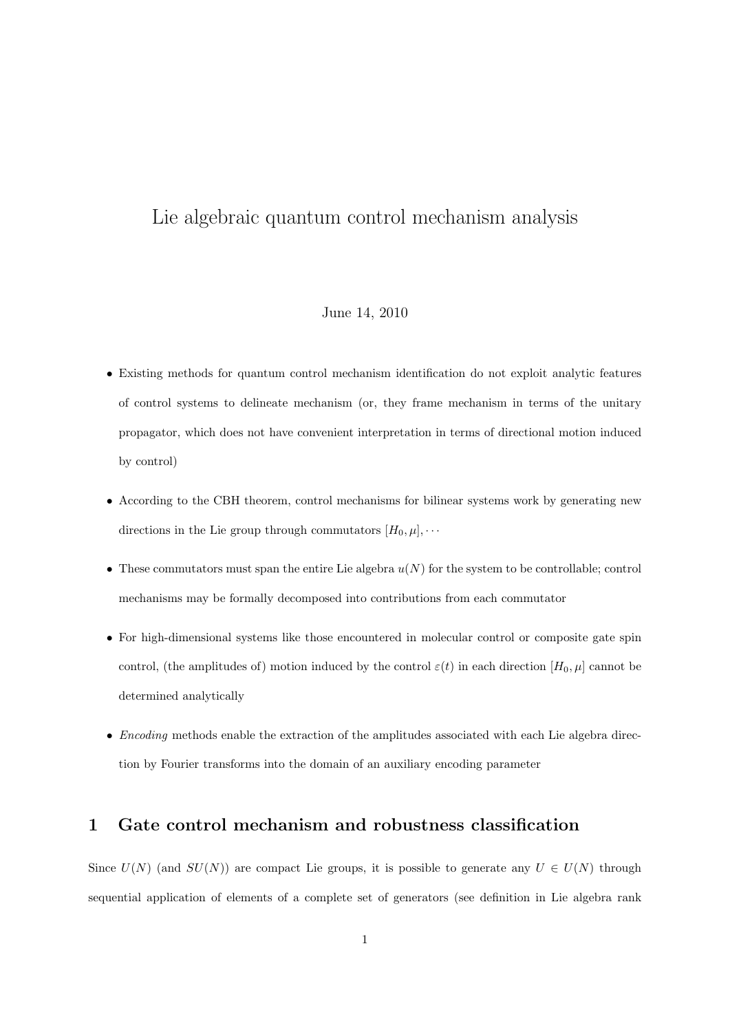# Lie algebraic quantum control mechanism analysis

June 14, 2010

- Existing methods for quantum control mechanism identification do not exploit analytic features of control systems to delineate mechanism (or, they frame mechanism in terms of the unitary propagator, which does not have convenient interpretation in terms of directional motion induced by control)
- According to the CBH theorem, control mechanisms for bilinear systems work by generating new directions in the Lie group through commutators $[H_0, \mu], \cdots$
- These commutators must span the entire Lie algebra $u(N)$ for the system to be controllable; control mechanisms may be formally decomposed into contributions from each commutator
- For high-dimensional systems like those encountered in molecular control or composite gate spin control, (the amplitudes of) motion induced by the control $\varepsilon(t)$ in each direction $[H_0, \mu]$ cannot be determined analytically
- *Encoding* methods enable the extraction of the amplitudes associated with each Lie algebra direction by Fourier transforms into the domain of an auxiliary encoding parameter

## 1 Gate control mechanism and robustness classification

Since $U(N)$ (and $SU(N)$) are compact Lie groups, it is possible to generate any $U \in U(N)$ through sequential application of elements of a complete set of generators (see definition in Lie algebra rank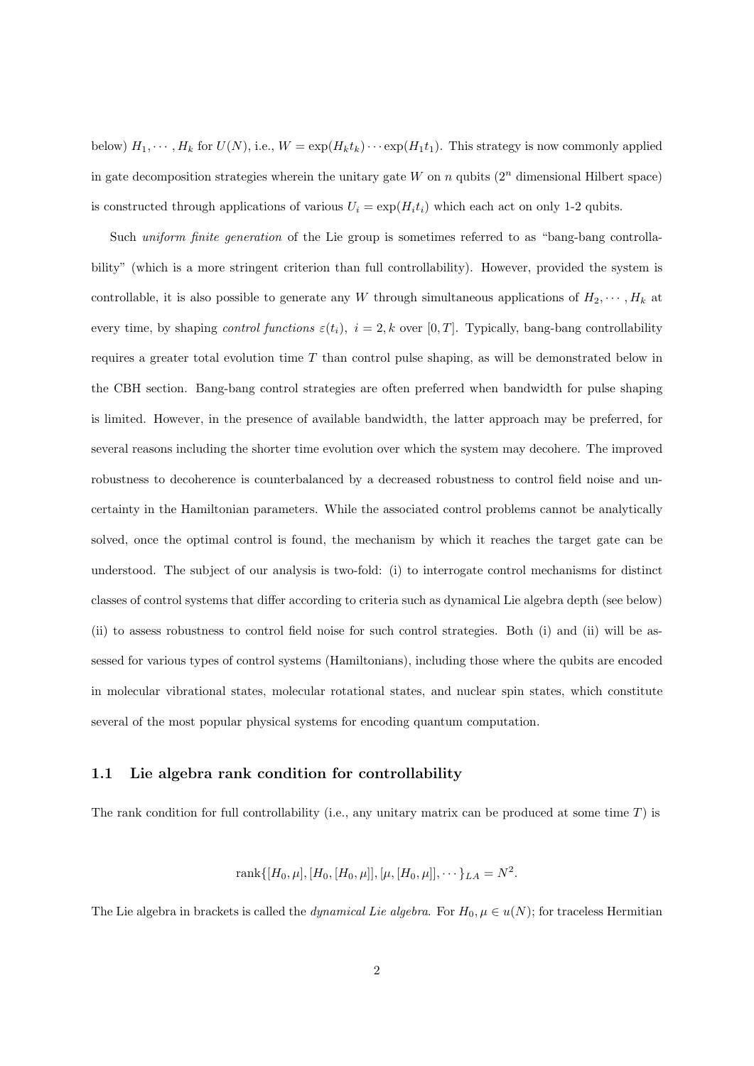below) $H_1, \cdots, H_k$ for $U(N)$, i.e., $W = \exp(H_k t_k) \cdots \exp(H_1 t_1)$. This strategy is now commonly applied in gate decomposition strategies wherein the unitary gate $W$ on $n$ qubits ($2^n$ dimensional Hilbert space) is constructed through applications of various $U_i = \exp(H_i t_i)$ which each act on only 1-2 qubits.

Such *uniform finite generation* of the Lie group is sometimes referred to as "bang-bang controllability" (which is a more stringent criterion than full controllability). However, provided the system is controllable, it is also possible to generate any $W$ through simultaneous applications of $H_2, \cdots, H_k$ at every time, by shaping *control functions* $\varepsilon(t_i),\ i = 2, k$ over $[0, T]$. Typically, bang-bang controllability requires a greater total evolution time $T$ than control pulse shaping, as will be demonstrated below in the CBH section. Bang-bang control strategies are often preferred when bandwidth for pulse shaping is limited. However, in the presence of available bandwidth, the latter approach may be preferred, for several reasons including the shorter time evolution over which the system may decohere. The improved robustness to decoherence is counterbalanced by a decreased robustness to control field noise and uncertainty in the Hamiltonian parameters. While the associated control problems cannot be analytically solved, once the optimal control is found, the mechanism by which it reaches the target gate can be understood. The subject of our analysis is two-fold: (i) to interrogate control mechanisms for distinct classes of control systems that differ according to criteria such as dynamical Lie algebra depth (see below) (ii) to assess robustness to control field noise for such control strategies. Both (i) and (ii) will be assessed for various types of control systems (Hamiltonians), including those where the qubits are encoded in molecular vibrational states, molecular rotational states, and nuclear spin states, which constitute several of the most popular physical systems for encoding quantum computation.

### 1.1 Lie algebra rank condition for controllability

The rank condition for full controllability (i.e., any unitary matrix can be produced at some time $T$) is

$$\text{rank}\{[H_0, \mu], [H_0, [H_0, \mu]], [\mu, [H_0, \mu]], \cdots\}_{LA} = N^2.$$

The Lie algebra in brackets is called the *dynamical Lie algebra*. For $H_0, \mu \in u(N)$; for traceless Hermitian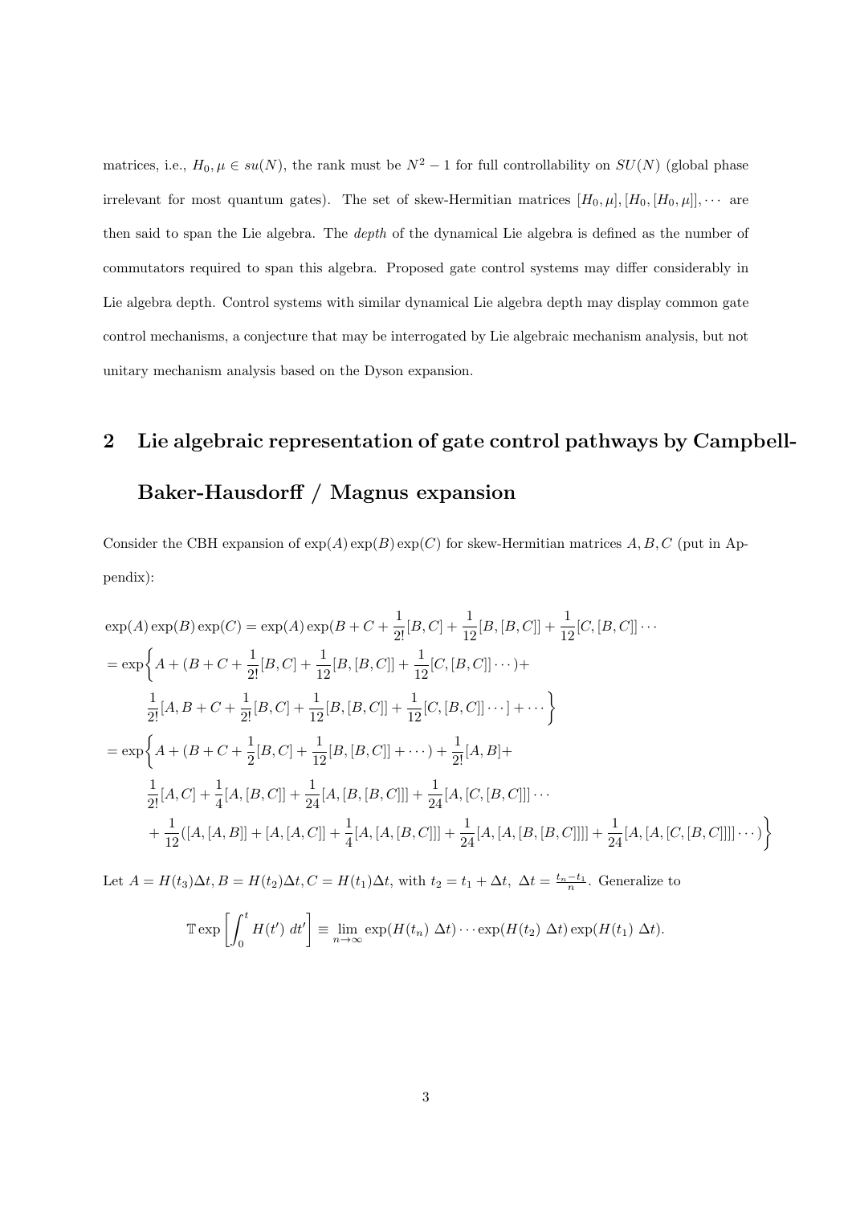matrices, i.e., $H_0, \mu \in su(N)$, the rank must be $N^2 - 1$ for full controllability on $SU(N)$ (global phase irrelevant for most quantum gates). The set of skew-Hermitian matrices $[H_0, \mu], [H_0, [H_0, \mu]], \cdots$ are then said to span the Lie algebra. The *depth* of the dynamical Lie algebra is defined as the number of commutators required to span this algebra. Proposed gate control systems may differ considerably in Lie algebra depth. Control systems with similar dynamical Lie algebra depth may display common gate control mechanisms, a conjecture that may be interrogated by Lie algebraic mechanism analysis, but not unitary mechanism analysis based on the Dyson expansion.

## 2 Lie algebraic representation of gate control pathways by Campbell-Baker-Hausdorff / Magnus expansion

Consider the CBH expansion of $\exp(A)\exp(B)\exp(C)$ for skew-Hermitian matrices $A, B, C$ (put in Appendix):

$$
\begin{aligned}
&\exp(A)\exp(B)\exp(C) = \exp(A)\exp(B + C + \frac{1}{2!}[B,C] + \frac{1}{12}[B,[B,C]] + \frac{1}{12}[C,[B,C]]\cdots \\
&= \exp\Big\{A + (B + C + \frac{1}{2!}[B,C] + \frac{1}{12}[B,[B,C]] + \frac{1}{12}[C,[B,C]]\cdots) + \\
&\quad \frac{1}{2!}[A, B + C + \frac{1}{2!}[B,C] + \frac{1}{12}[B,[B,C]] + \frac{1}{12}[C,[B,C]]\cdots] + \cdots\Big\} \\
&= \exp\Big\{A + (B + C + \frac{1}{2}[B,C] + \frac{1}{12}[B,[B,C]] + \cdots) + \frac{1}{2!}[A,B] + \\
&\quad \frac{1}{2!}[A,C] + \frac{1}{4}[A,[B,C]] + \frac{1}{24}[A,[B,[B,C]]] + \frac{1}{24}[A,[C,[B,C]]]\cdots \\
&\quad + \frac{1}{12}([A,[A,B]] + [A,[A,C]] + \frac{1}{4}[A,[A,[B,C]]] + \frac{1}{24}[A,[A,[B,[B,C]]]] + \frac{1}{24}[A,[A,[C,[B,C]]]]\cdots)\Big\}
\end{aligned}
$$

Let $A = H(t_3)\Delta t, B = H(t_2)\Delta t, C = H(t_1)\Delta t$, with $t_2 = t_1 + \Delta t,\ \Delta t = \frac{t_n - t_1}{n}$. Generalize to

$$
\mathbb{T}\exp\left[\int_0^t H(t')\ dt'\right] \equiv \lim_{n\to\infty} \exp(H(t_n)\ \Delta t)\cdots\exp(H(t_2)\ \Delta t)\exp(H(t_1)\ \Delta t).
$$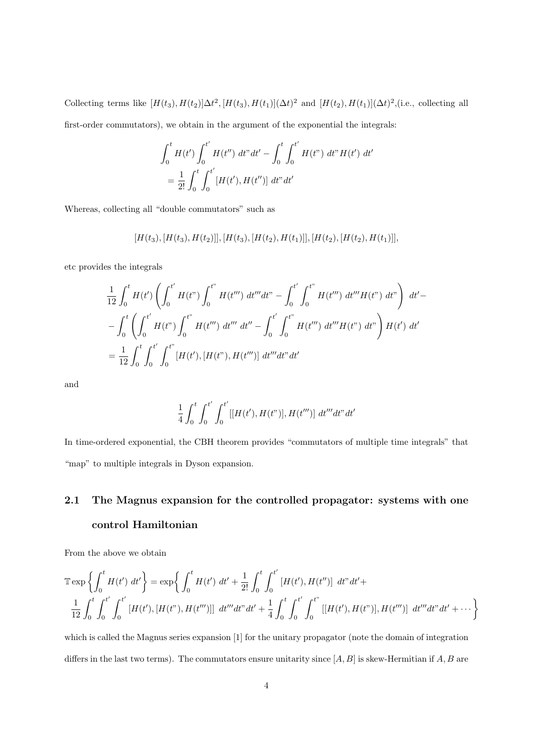Collecting terms like $[H(t_3), H(t_2)]\Delta t^2, [H(t_3), H(t_1)](\Delta t)^2$ and $[H(t_2), H(t_1)](\Delta t)^2$,(i.e., collecting all first-order commutators), we obtain in the argument of the exponential the integrals:

$$
\begin{aligned}
&\int_0^t H(t') \int_0^{t'} H(t'')\ dt"dt' - \int_0^t \int_0^{t'} H(t")\ dt" H(t')\ dt' \\
&= \frac{1}{2!} \int_0^t \int_0^{t'} [H(t'), H(t'')]\ dt"dt'
\end{aligned}
$$

Whereas, collecting all "double commutators" such as

$$
[H(t_3), [H(t_3), H(t_2)]], [H(t_3), [H(t_2), H(t_1)]], [H(t_2), [H(t_2), H(t_1)]],
$$

etc provides the integrals

$$
\begin{aligned}
&\frac{1}{12} \int_0^t H(t') \left( \int_0^{t'} H(t") \int_0^{t"} H(t''')\ dt'''dt" - \int_0^{t'} \int_0^{t"} H(t''')\ dt''' H(t")\ dt" \right)\ dt' - \\
&- \int_0^t \left( \int_0^{t'} H(t") \int_0^{t"} H(t''')\ dt'''\ dt'' - \int_0^{t'} \int_0^{t"} H(t''')\ dt''' H(t")\ dt" \right) H(t')\ dt' \\
&= \frac{1}{12} \int_0^t \int_0^{t'} \int_0^{t"} [H(t'), [H(t"), H(t''')]\ dt'''dt"dt'
\end{aligned}
$$

and

$$
\frac{1}{4} \int_0^t \int_0^{t'} \int_0^{t'} [[H(t'), H(t")], H(t''')]\ dt'''dt"dt'
$$

In time-ordered exponential, the CBH theorem provides "commutators of multiple time integrals" that "map" to multiple integrals in Dyson expansion.

## 2.1 The Magnus expansion for the controlled propagator: systems with one control Hamiltonian

From the above we obtain

$$
\begin{aligned}
&\mathbb{T}\exp\left\{ \int_0^t H(t')\ dt' \right\} = \exp\bigg\{ \int_0^t H(t')\ dt' + \frac{1}{2!} \int_0^t \int_0^{t'} [H(t'), H(t'')]\ dt"dt' + \\
&\frac{1}{12} \int_0^t \int_0^{t'} \int_0^{t'} [H(t'), [H(t"), H(t''')]]\ dt'''dt"dt' + \frac{1}{4} \int_0^t \int_0^{t'} \int_0^{t"} [[H(t'), H(t")], H(t''')]\ dt'''dt"dt' + \cdots \bigg\}
\end{aligned}
$$

which is called the Magnus series expansion [1] for the unitary propagator (note the domain of integration differs in the last two terms). The commutators ensure unitarity since $[A, B]$ is skew-Hermitian if $A, B$ are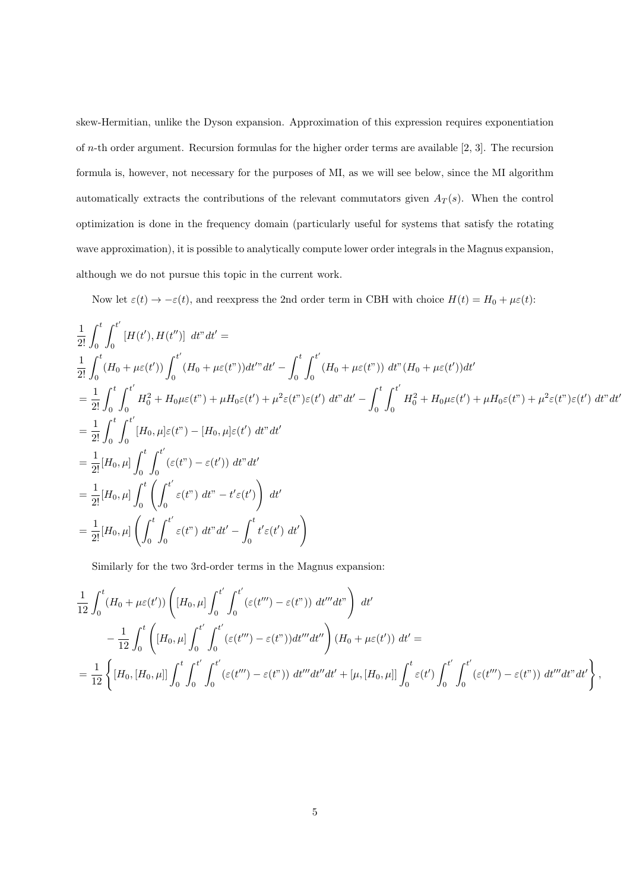skew-Hermitian, unlike the Dyson expansion. Approximation of this expression requires exponentiation of $n$-th order argument. Recursion formulas for the higher order terms are available [2, 3]. The recursion formula is, however, not necessary for the purposes of MI, as we will see below, since the MI algorithm automatically extracts the contributions of the relevant commutators given $A_T(s)$. When the control optimization is done in the frequency domain (particularly useful for systems that satisfy the rotating wave approximation), it is possible to analytically compute lower order integrals in the Magnus expansion, although we do not pursue this topic in the current work.

Now let $\varepsilon(t) \to -\varepsilon(t)$, and reexpress the 2nd order term in CBH with choice $H(t) = H_0 + \mu\varepsilon(t)$:

$$
\begin{aligned}
&\frac{1}{2!}\int_0^t \int_0^{t'} [H(t'), H(t'')] \; dt" dt' = \\
&\frac{1}{2!}\int_0^t (H_0 + \mu\varepsilon(t')) \int_0^{t'} (H_0 + \mu\varepsilon(t"))dt'" dt' - \int_0^t \int_0^{t'} (H_0 + \mu\varepsilon(t")) \; dt" (H_0 + \mu\varepsilon(t'))dt' \\
&= \frac{1}{2!}\int_0^t \int_0^{t'} H_0^2 + H_0\mu\varepsilon(t") + \mu H_0\varepsilon(t') + \mu^2\varepsilon(t")\varepsilon(t') \; dt" dt' - \int_0^t \int_0^{t'} H_0^2 + H_0\mu\varepsilon(t') + \mu H_0\varepsilon(t") + \mu^2\varepsilon(t")\varepsilon(t') \; dt" dt' \\
&= \frac{1}{2!}\int_0^t \int_0^{t'} [H_0, \mu]\varepsilon(t") - [H_0, \mu]\varepsilon(t') \; dt" dt' \\
&= \frac{1}{2!}[H_0, \mu] \int_0^t \int_0^{t'} (\varepsilon(t") - \varepsilon(t')) \; dt" dt' \\
&= \frac{1}{2!}[H_0, \mu] \int_0^t \left( \int_0^{t'} \varepsilon(t") \; dt" - t'\varepsilon(t') \right) \; dt' \\
&= \frac{1}{2!}[H_0, \mu] \left( \int_0^t \int_0^{t'} \varepsilon(t") \; dt" dt' - \int_0^t t'\varepsilon(t') \; dt' \right)
\end{aligned}
$$

Similarly for the two 3rd-order terms in the Magnus expansion:

$$
\begin{aligned}
&\frac{1}{12}\int_0^t (H_0 + \mu\varepsilon(t')) \left( [H_0, \mu] \int_0^{t'} \int_0^{t'} (\varepsilon(t''') - \varepsilon(t")) \; dt''' dt" \right) \; dt' \\
&\qquad - \frac{1}{12}\int_0^t \left( [H_0, \mu] \int_0^{t'} \int_0^{t'} (\varepsilon(t''') - \varepsilon(t"))dt''' dt'' \right) (H_0 + \mu\varepsilon(t')) \; dt' = \\
&= \frac{1}{12}\left\{ [H_0, [H_0, \mu]] \int_0^t \int_0^{t'} \int_0^{t'} (\varepsilon(t''') - \varepsilon(t")) \; dt''' dt'' dt' + [\mu, [H_0, \mu]] \int_0^t \varepsilon(t') \int_0^{t'} \int_0^{t'} (\varepsilon(t''') - \varepsilon(t")) \; dt''' dt" dt' \right\},
\end{aligned}
$$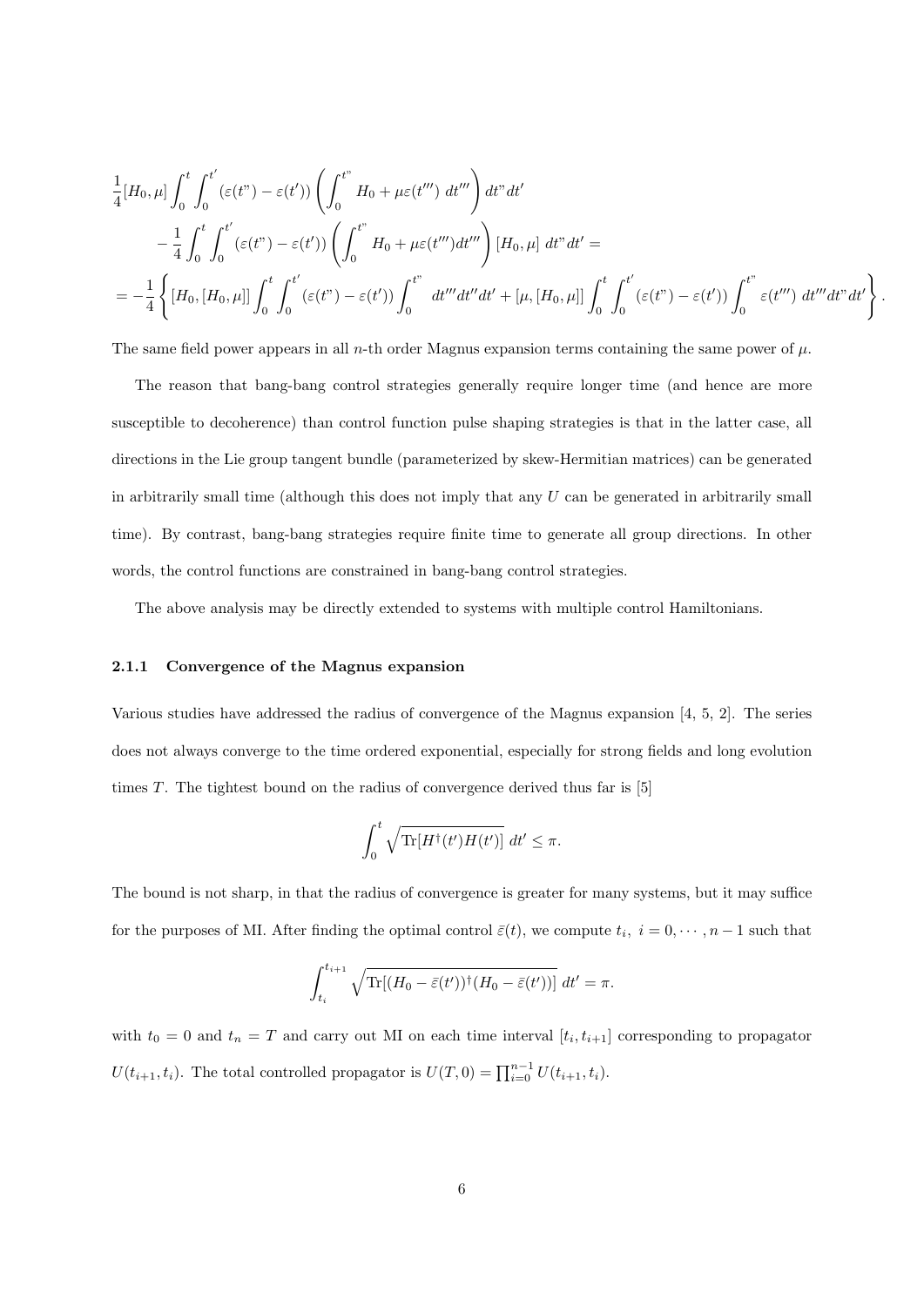$$
\begin{aligned}
&\frac{1}{4}[H_0,\mu]\int_0^t\int_0^{t'}(\varepsilon(t")-\varepsilon(t'))\left(\int_0^{t"} H_0+\mu\varepsilon(t''')\ dt'''\right)dt"dt' \\
&\quad -\frac{1}{4}\int_0^t\int_0^{t'}(\varepsilon(t")-\varepsilon(t'))\left(\int_0^{t"} H_0+\mu\varepsilon(t''')dt'''\right)[H_0,\mu]\ dt"dt' = \\
&= -\frac{1}{4}\left\{[H_0,[H_0,\mu]]\int_0^t\int_0^{t'}(\varepsilon(t")-\varepsilon(t'))\int_0^{t"} dt'''dt''dt' + [\mu,[H_0,\mu]]\int_0^t\int_0^{t'}(\varepsilon(t")-\varepsilon(t'))\int_0^{t"}\varepsilon(t''')\ dt'''dt"dt'\right\}.
\end{aligned}
$$

The same field power appears in all $n$-th order Magnus expansion terms containing the same power of $\mu$.

The reason that bang-bang control strategies generally require longer time (and hence are more susceptible to decoherence) than control function pulse shaping strategies is that in the latter case, all directions in the Lie group tangent bundle (parameterized by skew-Hermitian matrices) can be generated in arbitrarily small time (although this does not imply that any $U$ can be generated in arbitrarily small time). By contrast, bang-bang strategies require finite time to generate all group directions. In other words, the control functions are constrained in bang-bang control strategies.

The above analysis may be directly extended to systems with multiple control Hamiltonians.

### 2.1.1 Convergence of the Magnus expansion

Various studies have addressed the radius of convergence of the Magnus expansion [4, 5, 2]. The series does not always converge to the time ordered exponential, especially for strong fields and long evolution times $T$. The tightest bound on the radius of convergence derived thus far is [5]

$$\int_0^t \sqrt{\mathrm{Tr}[H^\dagger(t')H(t')]}\ dt' \leq \pi.$$

The bound is not sharp, in that the radius of convergence is greater for many systems, but it may suffice for the purposes of MI. After finding the optimal control $\bar{\varepsilon}(t)$, we compute $t_i,\ i=0,\cdots,n-1$ such that

$$\int_{t_i}^{t_{i+1}} \sqrt{\mathrm{Tr}[(H_0-\bar{\varepsilon}(t'))^\dagger(H_0-\bar{\varepsilon}(t'))]}\ dt' = \pi.$$

with $t_0=0$ and $t_n=T$ and carry out MI on each time interval $[t_i,t_{i+1}]$ corresponding to propagator $U(t_{i+1},t_i)$. The total controlled propagator is $U(T,0)=\prod_{i=0}^{n-1}U(t_{i+1},t_i)$.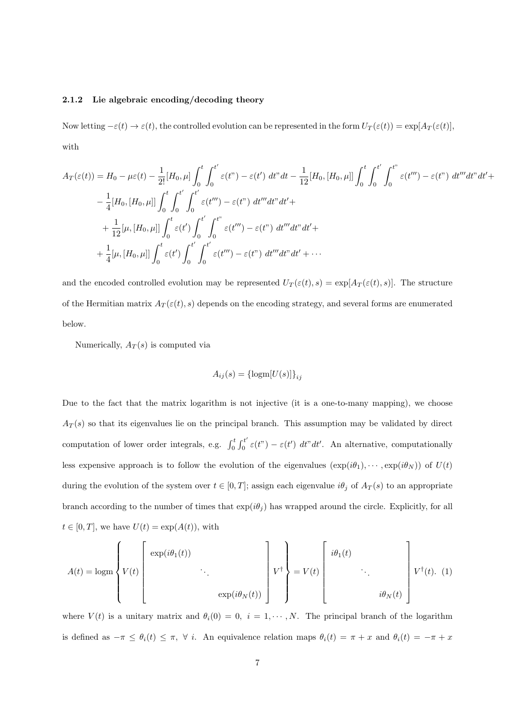### 2.1.2 Lie algebraic encoding/decoding theory

Now letting $-\varepsilon(t) \to \varepsilon(t)$, the controlled evolution can be represented in the form $U_T(\varepsilon(t)) = \exp[A_T(\varepsilon(t)]$, with

$$
\begin{aligned}
A_T(\varepsilon(t)) = H_0 - \mu\varepsilon(t) &- \frac{1}{2!}[H_0,\mu]\int_0^t\int_0^{t'} \varepsilon(t") - \varepsilon(t')\ dt"dt - \frac{1}{12}[H_0,[H_0,\mu]]\int_0^t\int_0^{t'}\int_0^{t"} \varepsilon(t''') - \varepsilon(t")\ dt'''dt"dt' + \\
&- \frac{1}{4}[H_0,[H_0,\mu]]\int_0^t\int_0^{t'}\int_0^{t'} \varepsilon(t''') - \varepsilon(t")\ dt'''dt"dt' + \\
&+ \frac{1}{12}[\mu,[H_0,\mu]]\int_0^t \varepsilon(t')\int_0^{t'}\int_0^{t"} \varepsilon(t''') - \varepsilon(t")\ dt'''dt"dt' + \\
&+ \frac{1}{4}[\mu,[H_0,\mu]]\int_0^t \varepsilon(t')\int_0^{t'}\int_0^{t'} \varepsilon(t''') - \varepsilon(t")\ dt'''dt"dt' + \cdots
\end{aligned}
$$

and the encoded controlled evolution may be represented $U_T(\varepsilon(t), s) = \exp[A_T(\varepsilon(t), s)]$. The structure of the Hermitian matrix $A_T(\varepsilon(t), s)$ depends on the encoding strategy, and several forms are enumerated below.

Numerically, $A_T(s)$ is computed via

$$A_{ij}(s) = \{\text{logm}[U(s)]\}_{ij}$$

Due to the fact that the matrix logarithm is not injective (it is a one-to-many mapping), we choose $A_T(s)$ so that its eigenvalues lie on the principal branch. This assumption may be validated by direct computation of lower order integrals, e.g. $\int_0^t\int_0^{t'} \varepsilon(t") - \varepsilon(t')\ dt"dt'$. An alternative, computationally less expensive approach is to follow the evolution of the eigenvalues $(\exp(i\theta_1), \cdots, \exp(i\theta_N))$ of $U(t)$ during the evolution of the system over $t \in [0,T]$; assign each eigenvalue $i\theta_j$ of $A_T(s)$ to an appropriate branch according to the number of times that $\exp(i\theta_j)$ has wrapped around the circle. Explicitly, for all $t \in [0,T]$, we have $U(t) = \exp(A(t))$, with

$$
A(t) = \text{logm}\left\{ V(t)\begin{bmatrix} \exp(i\theta_1(t)) & & \\ & \ddots & \\ & & \exp(i\theta_N(t)) \end{bmatrix} V^\dagger \right\} = V(t)\begin{bmatrix} i\theta_1(t) & & \\ & \ddots & \\ & & i\theta_N(t) \end{bmatrix} V^\dagger(t). \quad (1)
$$

where $V(t)$ is a unitary matrix and $\theta_i(0) = 0,\ i = 1, \cdots, N$. The principal branch of the logarithm is defined as $-\pi \le \theta_i(t) \le \pi,\ \forall\ i$. An equivalence relation maps $\theta_i(t) = \pi + x$ and $\theta_i(t) = -\pi + x$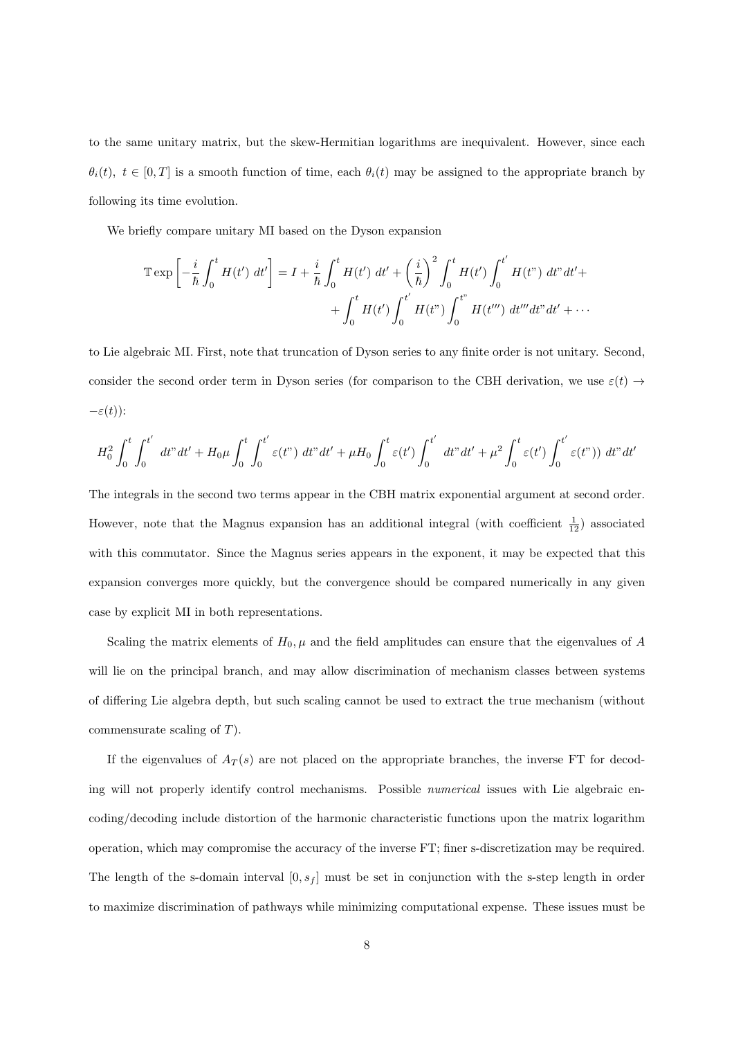to the same unitary matrix, but the skew-Hermitian logarithms are inequivalent. However, since each $\theta_i(t),\ t \in [0,T]$ is a smooth function of time, each $\theta_i(t)$ may be assigned to the appropriate branch by following its time evolution.

We briefly compare unitary MI based on the Dyson expansion

$$\mathbb{T}\exp\left[-\frac{i}{\hbar}\int_0^t H(t')\ dt'\right] = I + \frac{i}{\hbar}\int_0^t H(t')\ dt' + \left(\frac{i}{\hbar}\right)^2 \int_0^t H(t')\int_0^{t'} H(t")\ dt"dt' + \\ + \int_0^t H(t')\int_0^{t'} H(t")\int_0^{t"} H(t''')\ dt'''dt"dt' + \cdots$$

to Lie algebraic MI. First, note that truncation of Dyson series to any finite order is not unitary. Second, consider the second order term in Dyson series (for comparison to the CBH derivation, we use $\varepsilon(t) \to -\varepsilon(t)$):

$$H_0^2 \int_0^t \int_0^{t'} dt"dt' + H_0\mu \int_0^t \int_0^{t'} \varepsilon(t")\ dt"dt' + \mu H_0 \int_0^t \varepsilon(t') \int_0^{t'} dt"dt' + \mu^2 \int_0^t \varepsilon(t') \int_0^{t'} \varepsilon(t"))\ dt"dt'$$

The integrals in the second two terms appear in the CBH matrix exponential argument at second order. However, note that the Magnus expansion has an additional integral (with coefficient $\frac{1}{12}$) associated with this commutator. Since the Magnus series appears in the exponent, it may be expected that this expansion converges more quickly, but the convergence should be compared numerically in any given case by explicit MI in both representations.

Scaling the matrix elements of $H_0, \mu$ and the field amplitudes can ensure that the eigenvalues of $A$ will lie on the principal branch, and may allow discrimination of mechanism classes between systems of differing Lie algebra depth, but such scaling cannot be used to extract the true mechanism (without commensurate scaling of $T$).

If the eigenvalues of $A_T(s)$ are not placed on the appropriate branches, the inverse FT for decoding will not properly identify control mechanisms. Possible *numerical* issues with Lie algebraic encoding/decoding include distortion of the harmonic characteristic functions upon the matrix logarithm operation, which may compromise the accuracy of the inverse FT; finer s-discretization may be required. The length of the s-domain interval $[0, s_f]$ must be set in conjunction with the s-step length in order to maximize discrimination of pathways while minimizing computational expense. These issues must be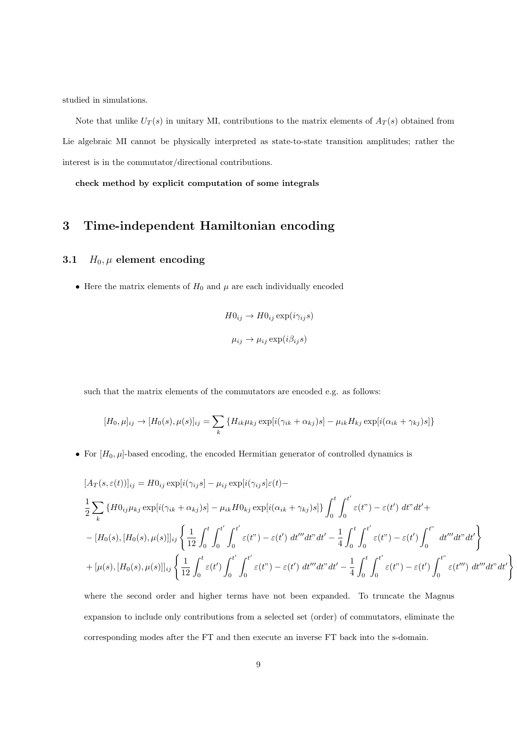studied in simulations.

Note that unlike $U_T(s)$ in unitary MI, contributions to the matrix elements of $A_T(s)$ obtained from Lie algebraic MI cannot be physically interpreted as state-to-state transition amplitudes; rather the interest is in the commutator/directional contributions.

**check method by explicit computation of some integrals**

# 3 Time-independent Hamiltonian encoding

## 3.1 $H_0, \mu$ element encoding

- Here the matrix elements of $H_0$ and $\mu$ are each individually encoded

$$H0_{ij} \to H0_{ij} \exp(i\gamma_{ij} s)$$

$$\mu_{ij} \to \mu_{ij} \exp(i\beta_{ij} s)$$

  such that the matrix elements of the commutators are encoded e.g. as follows:

$$[H_0, \mu]_{ij} \to [H_0(s), \mu(s)]_{ij} = \sum_k \{H_{ik}\mu_{kj} \exp[i(\gamma_{ik} + \alpha_{kj})s] - \mu_{ik} H_{kj} \exp[i(\alpha_{ik} + \gamma_{kj})s]\}$$

- For $[H_0, \mu]$-based encoding, the encoded Hermitian generator of controlled dynamics is

$$
\begin{aligned}
&[A_T(s, \varepsilon(t))]_{ij} = H0_{ij} \exp[i(\gamma_{ij} s] - \mu_{ij} \exp[i(\gamma_{ij} s]\varepsilon(t) - \\
&\frac{1}{2}\sum_k \{H0_{ij}\mu_{kj} \exp[i(\gamma_{ik} + \alpha_{kj})s] - \mu_{ik} H0_{kj} \exp[i(\alpha_{ik} + \gamma_{kj})s]\} \int_0^t \int_0^{t'} \varepsilon(t") - \varepsilon(t') \; dt" dt' + \\
&- [H_0(s), [H_0(s), \mu(s)]]_{ij} \left\{ \frac{1}{12} \int_0^t \int_0^{t'} \int_0^{t'} \varepsilon(t") - \varepsilon(t') \; dt''' dt" dt' - \frac{1}{4} \int_0^t \int_0^{t'} \varepsilon(t") - \varepsilon(t') \int_0^{t"} dt''' dt" dt' \right\} \\
&+ [\mu(s), [H_0(s), \mu(s)]]_{ij} \left\{ \frac{1}{12} \int_0^t \varepsilon(t') \int_0^{t'} \int_0^{t'} \varepsilon(t") - \varepsilon(t') \; dt''' dt" dt' - \frac{1}{4} \int_0^t \int_0^{t'} \varepsilon(t") - \varepsilon(t') \int_0^{t"} \varepsilon(t''') \; dt''' dt" dt' \right\}
\end{aligned}
$$

  where the second order and higher terms have not been expanded. To truncate the Magnus expansion to include only contributions from a selected set (order) of commutators, eliminate the corresponding modes after the FT and then execute an inverse FT back into the s-domain.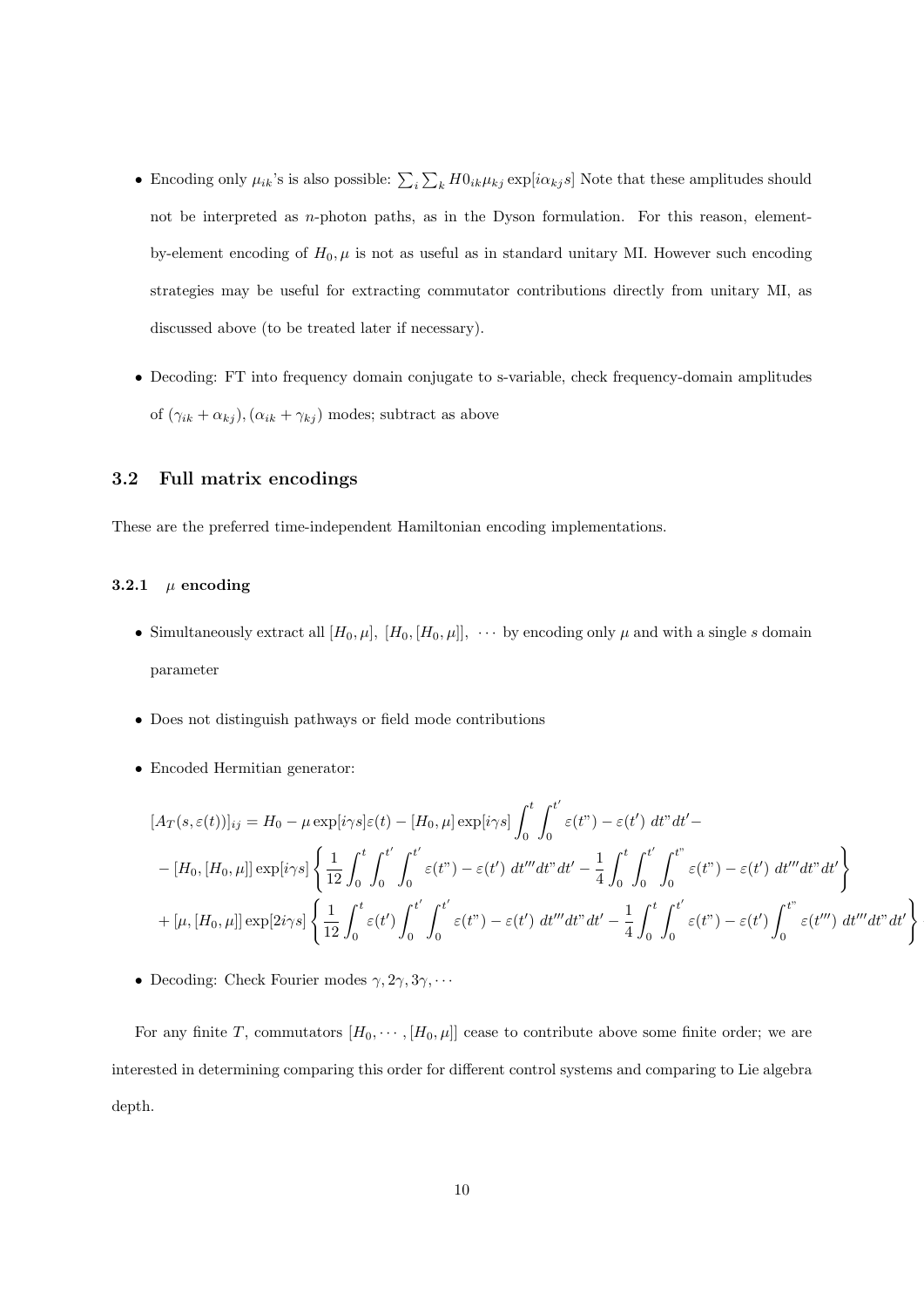- Encoding only $\mu_{ik}$'s is also possible: $\sum_i \sum_k H0_{ik}\mu_{kj} \exp[i\alpha_{kj}s]$ Note that these amplitudes should not be interpreted as $n$-photon paths, as in the Dyson formulation. For this reason, element-by-element encoding of $H_0, \mu$ is not as useful as in standard unitary MI. However such encoding strategies may be useful for extracting commutator contributions directly from unitary MI, as discussed above (to be treated later if necessary).

- Decoding: FT into frequency domain conjugate to s-variable, check frequency-domain amplitudes of $(\gamma_{ik} + \alpha_{kj}), (\alpha_{ik} + \gamma_{kj})$ modes; subtract as above

## 3.2 Full matrix encodings

These are the preferred time-independent Hamiltonian encoding implementations.

### 3.2.1 $\mu$ encoding

- Simultaneously extract all $[H_0, \mu]$, $[H_0, [H_0, \mu]]$, $\cdots$ by encoding only $\mu$ and with a single $s$ domain parameter

- Does not distinguish pathways or field mode contributions

- Encoded Hermitian generator:

$$
\begin{aligned}
&[A_T(s, \varepsilon(t))]_{ij} = H_0 - \mu \exp[i\gamma s]\varepsilon(t) - [H_0, \mu] \exp[i\gamma s] \int_0^t \int_0^{t'} \varepsilon(t") - \varepsilon(t')\ dt" dt' - \\
&- [H_0, [H_0, \mu]] \exp[i\gamma s] \left\{ \frac{1}{12} \int_0^t \int_0^{t'} \int_0^{t'} \varepsilon(t") - \varepsilon(t')\ dt''' dt" dt' - \frac{1}{4} \int_0^t \int_0^{t'} \int_0^{t"} \varepsilon(t") - \varepsilon(t')\ dt''' dt" dt' \right\} \\
&+ [\mu, [H_0, \mu]] \exp[2i\gamma s] \left\{ \frac{1}{12} \int_0^t \varepsilon(t') \int_0^{t'} \int_0^{t'} \varepsilon(t") - \varepsilon(t')\ dt''' dt" dt' - \frac{1}{4} \int_0^t \int_0^{t'} \varepsilon(t") - \varepsilon(t') \int_0^{t"} \varepsilon(t''')\ dt''' dt" dt' \right\}
\end{aligned}
$$

- Decoding: Check Fourier modes $\gamma, 2\gamma, 3\gamma, \cdots$

For any finite $T$, commutators $[H_0, \cdots, [H_0, \mu]]$ cease to contribute above some finite order; we are interested in determining comparing this order for different control systems and comparing to Lie algebra depth.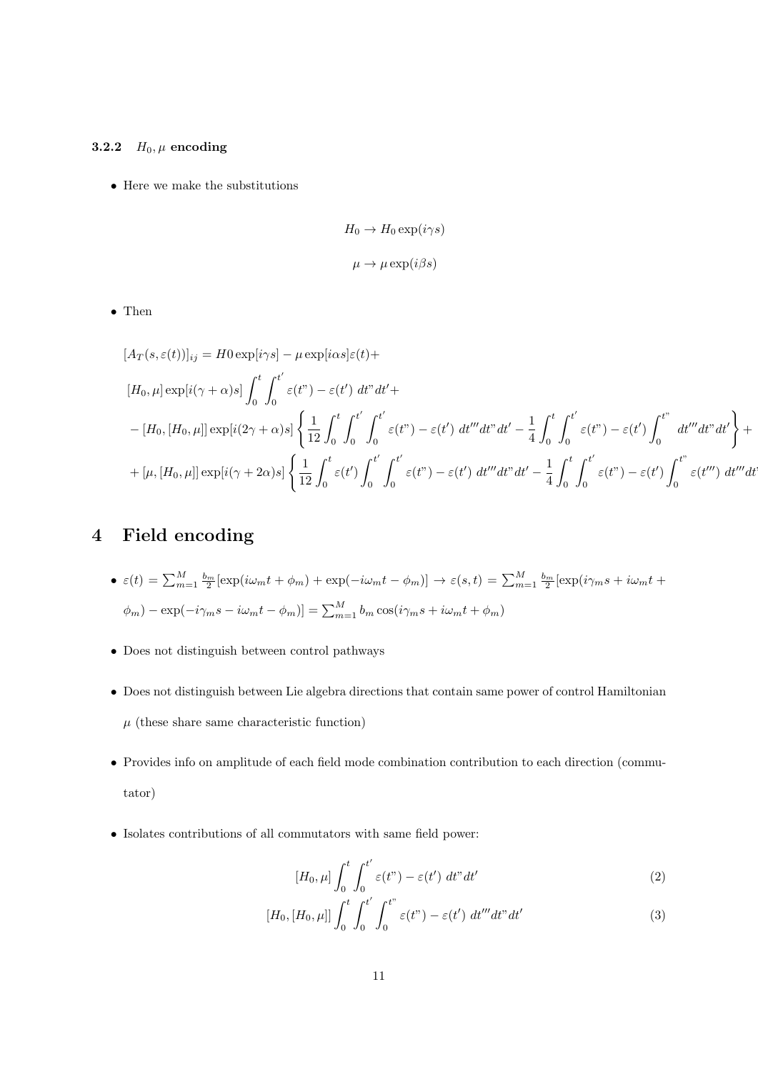### 3.2.2 $H_0, \mu$ encoding

- Here we make the substitutions

$$H_0 \rightarrow H_0 \exp(i\gamma s)$$

$$\mu \rightarrow \mu \exp(i\beta s)$$

- Then

$$[A_T(s, \varepsilon(t))]_{ij} = H0 \exp[i\gamma s] - \mu \exp[i\alpha s]\varepsilon(t) +$$

$$[H_0, \mu] \exp[i(\gamma + \alpha)s] \int_0^t \int_0^{t'} \varepsilon(t") - \varepsilon(t') \; dt" dt' +$$

$$- [H_0, [H_0, \mu]] \exp[i(2\gamma + \alpha)s] \left\{ \frac{1}{12} \int_0^t \int_0^{t'} \int_0^{t'} \varepsilon(t") - \varepsilon(t') \; dt''' dt" dt' - \frac{1}{4} \int_0^t \int_0^{t'} \varepsilon(t") - \varepsilon(t') \int_0^{t"} \; dt''' dt" dt' \right\} +$$

$$+ [\mu, [H_0, \mu]] \exp[i(\gamma + 2\alpha)s] \left\{ \frac{1}{12} \int_0^t \varepsilon(t') \int_0^{t'} \int_0^{t'} \varepsilon(t") - \varepsilon(t') \; dt''' dt" dt' - \frac{1}{4} \int_0^t \int_0^{t'} \varepsilon(t") - \varepsilon(t') \int_0^{t"} \varepsilon(t''') \; dt''' dt$$

# 4 Field encoding

- $\varepsilon(t) = \sum_{m=1}^{M} \frac{b_m}{2} [\exp(i\omega_m t + \phi_m) + \exp(-i\omega_m t - \phi_m)] \rightarrow \varepsilon(s, t) = \sum_{m=1}^{M} \frac{b_m}{2} [\exp(i\gamma_m s + i\omega_m t + \phi_m) - \exp(-i\gamma_m s - i\omega_m t - \phi_m)] = \sum_{m=1}^{M} b_m \cos(i\gamma_m s + i\omega_m t + \phi_m)$

- Does not distinguish between control pathways

- Does not distinguish between Lie algebra directions that contain same power of control Hamiltonian $\mu$ (these share same characteristic function)

- Provides info on amplitude of each field mode combination contribution to each direction (commutator)

- Isolates contributions of all commutators with same field power:

$$[H_0, \mu] \int_0^t \int_0^{t'} \varepsilon(t") - \varepsilon(t') \; dt" dt' \tag{2}$$

$$[H_0, [H_0, \mu]] \int_0^t \int_0^{t'} \int_0^{t"} \varepsilon(t") - \varepsilon(t') \; dt''' dt" dt' \tag{3}$$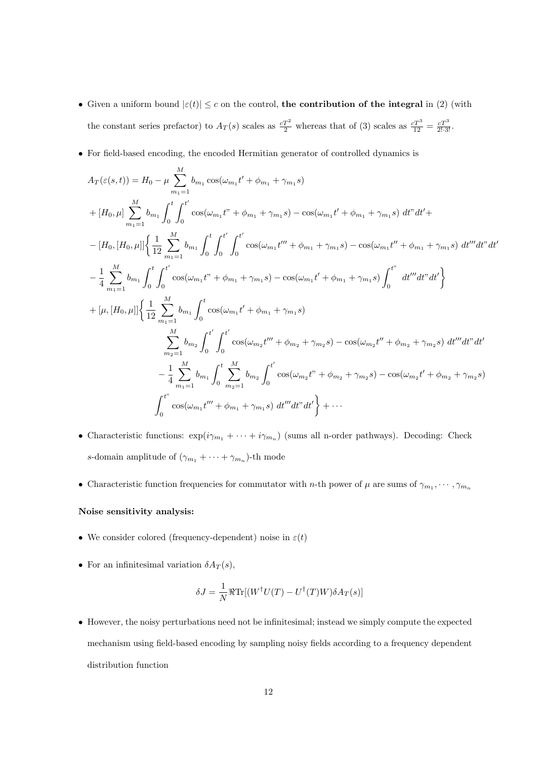- Given a uniform bound $|\varepsilon(t)| \leq c$ on the control, **the contribution of the integral** in (2) (with the constant series prefactor) to $A_T(s)$ scales as $\frac{cT^2}{2}$ whereas that of (3) scales as $\frac{cT^3}{12} = \frac{cT^3}{2!\cdot 3!}$.
- For field-based encoding, the encoded Hermitian generator of controlled dynamics is

$$
\begin{aligned}
&A_T(\varepsilon(s,t)) = H_0 - \mu \sum_{m_1=1}^{M} b_{m_1} \cos(\omega_{m_1} t' + \phi_{m_1} + \gamma_{m_1} s) \\
&+ [H_0, \mu] \sum_{m_1=1}^{M} b_{m_1} \int_0^t \int_0^{t'} \cos(\omega_{m_1} t" + \phi_{m_1} + \gamma_{m_1} s) - \cos(\omega_{m_1} t' + \phi_{m_1} + \gamma_{m_1} s) \; dt" dt' + \\
&- [H_0, [H_0, \mu]] \Bigg\{ \frac{1}{12} \sum_{m_1=1}^{M} b_{m_1} \int_0^t \int_0^{t'} \int_0^{t'} \cos(\omega_{m_1} t''' + \phi_{m_1} + \gamma_{m_1} s) - \cos(\omega_{m_1} t'' + \phi_{m_1} + \gamma_{m_1} s) \; dt''' dt" dt' \\
&- \frac{1}{4} \sum_{m_1=1}^{M} b_{m_1} \int_0^t \int_0^{t'} \cos(\omega_{m_1} t" + \phi_{m_1} + \gamma_{m_1} s) - \cos(\omega_{m_1} t' + \phi_{m_1} + \gamma_{m_1} s) \int_0^{t"} dt''' dt" dt' \Bigg\} \\
&+ [\mu, [H_0, \mu]] \Bigg\{ \frac{1}{12} \sum_{m_1=1}^{M} b_{m_1} \int_0^t \cos(\omega_{m_1} t' + \phi_{m_1} + \gamma_{m_1} s) \\
&\qquad \sum_{m_2=1}^{M} b_{m_2} \int_0^{t'} \int_0^{t'} \cos(\omega_{m_2} t''' + \phi_{m_2} + \gamma_{m_2} s) - \cos(\omega_{m_2} t'' + \phi_{m_2} + \gamma_{m_2} s) \; dt''' dt" dt' \\
&\qquad - \frac{1}{4} \sum_{m_1=1}^{M} b_{m_1} \int_0^t \sum_{m_2=1}^{M} b_{m_2} \int_0^{t'} \cos(\omega_{m_2} t" + \phi_{m_2} + \gamma_{m_2} s) - \cos(\omega_{m_2} t' + \phi_{m_2} + \gamma_{m_2} s) \\
&\qquad \int_0^{t"} \cos(\omega_{m_1} t''' + \phi_{m_1} + \gamma_{m_1} s) \; dt''' dt" dt' \Bigg\} + \cdots
\end{aligned}
$$

- Characteristic functions: $\exp(i\gamma_{m_1} + \cdots + i\gamma_{m_n})$ (sums all n-order pathways). Decoding: Check $s$-domain amplitude of $(\gamma_{m_1} + \cdots + \gamma_{m_n})$-th mode
- Characteristic function frequencies for commutator with $n$-th power of $\mu$ are sums of $\gamma_{m_1}, \cdots, \gamma_{m_n}$

**Noise sensitivity analysis:**

- We consider colored (frequency-dependent) noise in $\varepsilon(t)$
- For an infinitesimal variation $\delta A_T(s)$,

$$\delta J = \frac{1}{N} \Re \text{Tr}[(W^\dagger U(T) - U^\dagger(T) W) \delta A_T(s)]$$

- However, the noisy perturbations need not be infinitesimal; instead we simply compute the expected mechanism using field-based encoding by sampling noisy fields according to a frequency dependent distribution function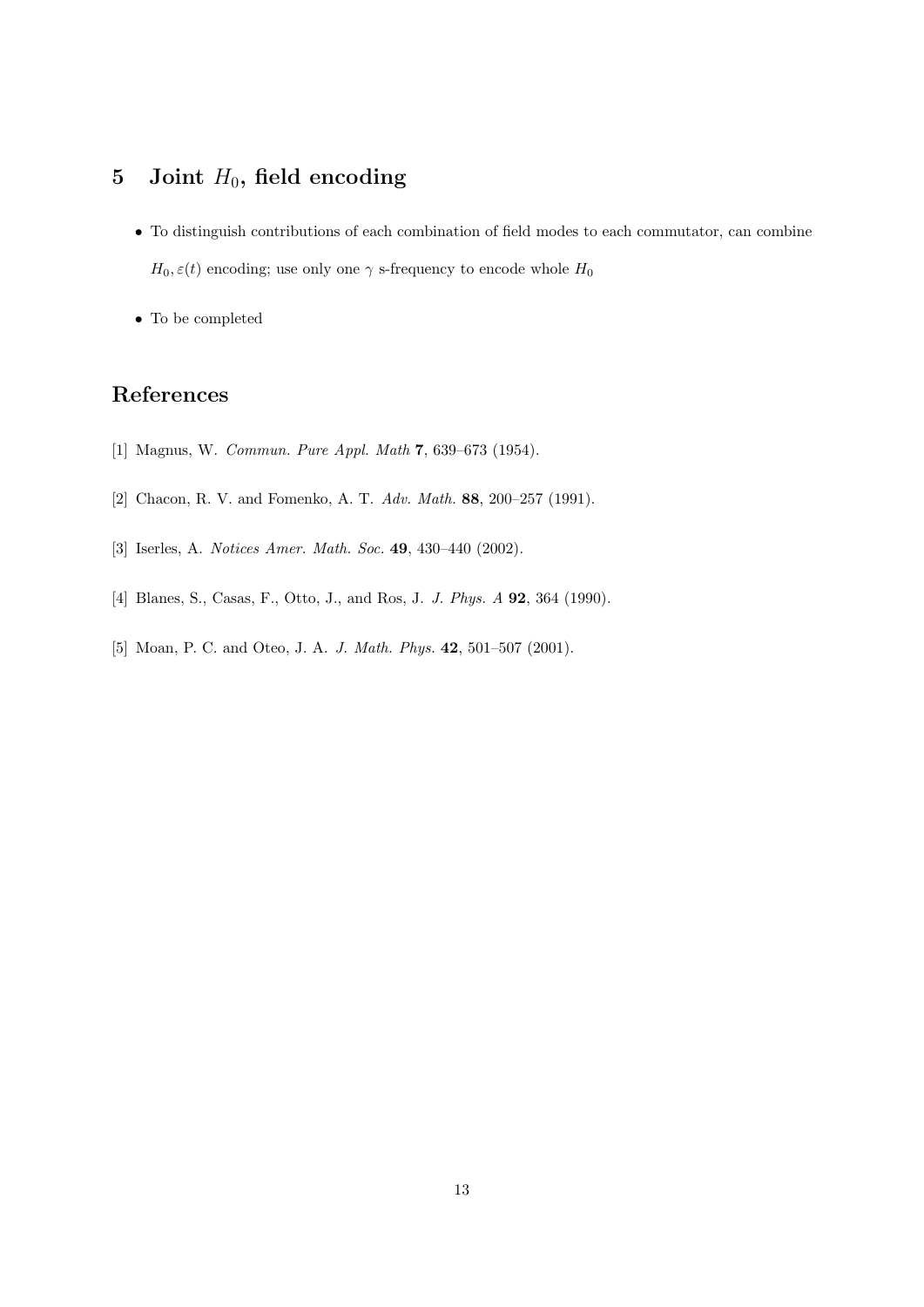## 5 Joint $H_0$, field encoding

- To distinguish contributions of each combination of field modes to each commutator, can combine $H_0, \varepsilon(t)$ encoding; use only one $\gamma$ s-frequency to encode whole $H_0$
- To be completed

## References

[1] Magnus, W. *Commun. Pure Appl. Math* **7**, 639–673 (1954).

[2] Chacon, R. V. and Fomenko, A. T. *Adv. Math.* **88**, 200–257 (1991).

[3] Iserles, A. *Notices Amer. Math. Soc.* **49**, 430–440 (2002).

[4] Blanes, S., Casas, F., Otto, J., and Ros, J. *J. Phys. A* **92**, 364 (1990).

[5] Moan, P. C. and Oteo, J. A. *J. Math. Phys.* **42**, 501–507 (2001).